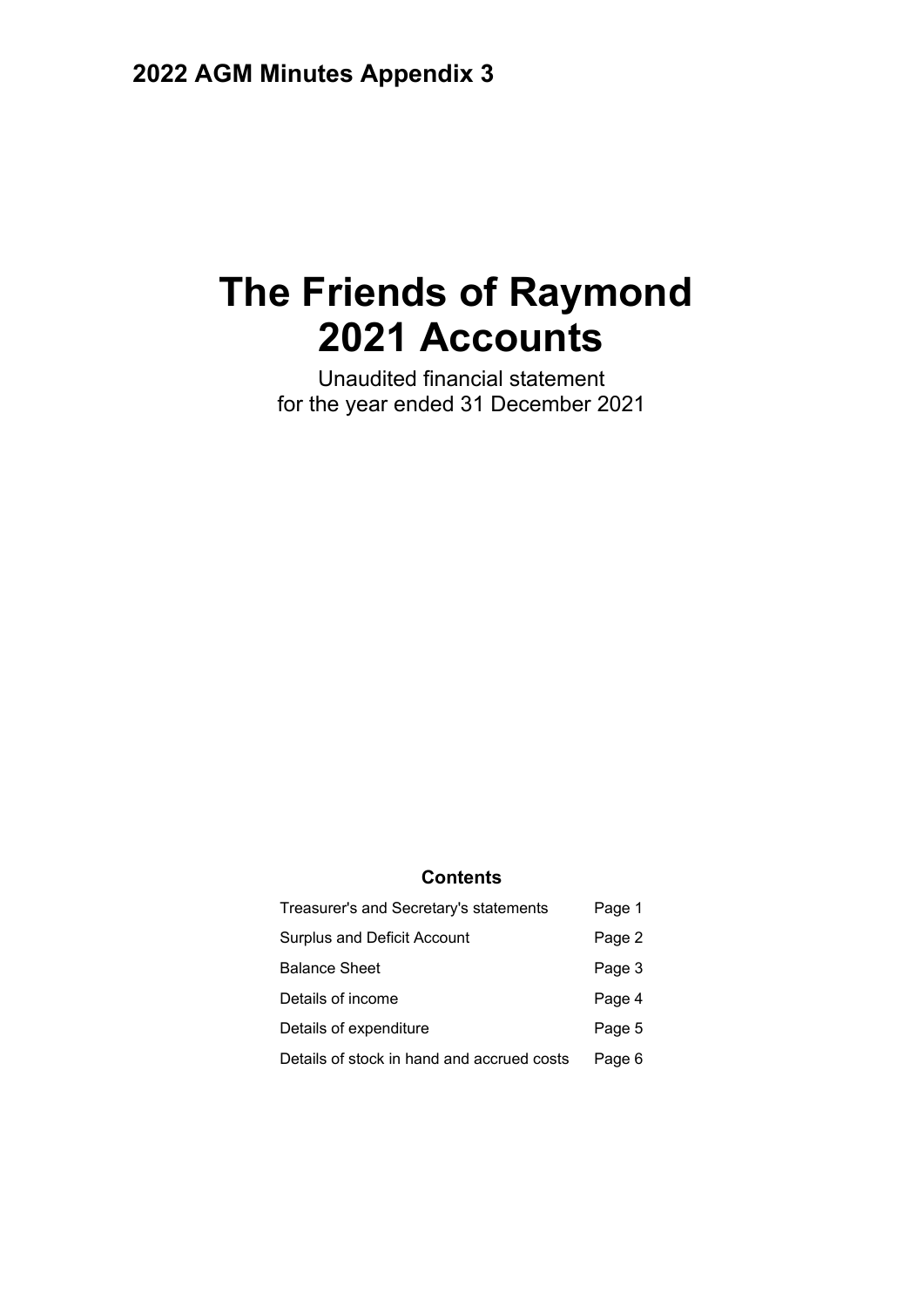**2022 AGM Minutes Appendix 3**

# The Friends of Raymond 2021 Accounts

Unaudited financial statement
for the year ended 31 December 2021

## Contents

| | |
|---|---|
| Treasurer's and Secretary's statements | Page 1 |
| Surplus and Deficit Account | Page 2 |
| Balance Sheet | Page 3 |
| Details of income | Page 4 |
| Details of expenditure | Page 5 |
| Details of stock in hand and accrued costs | Page 6 |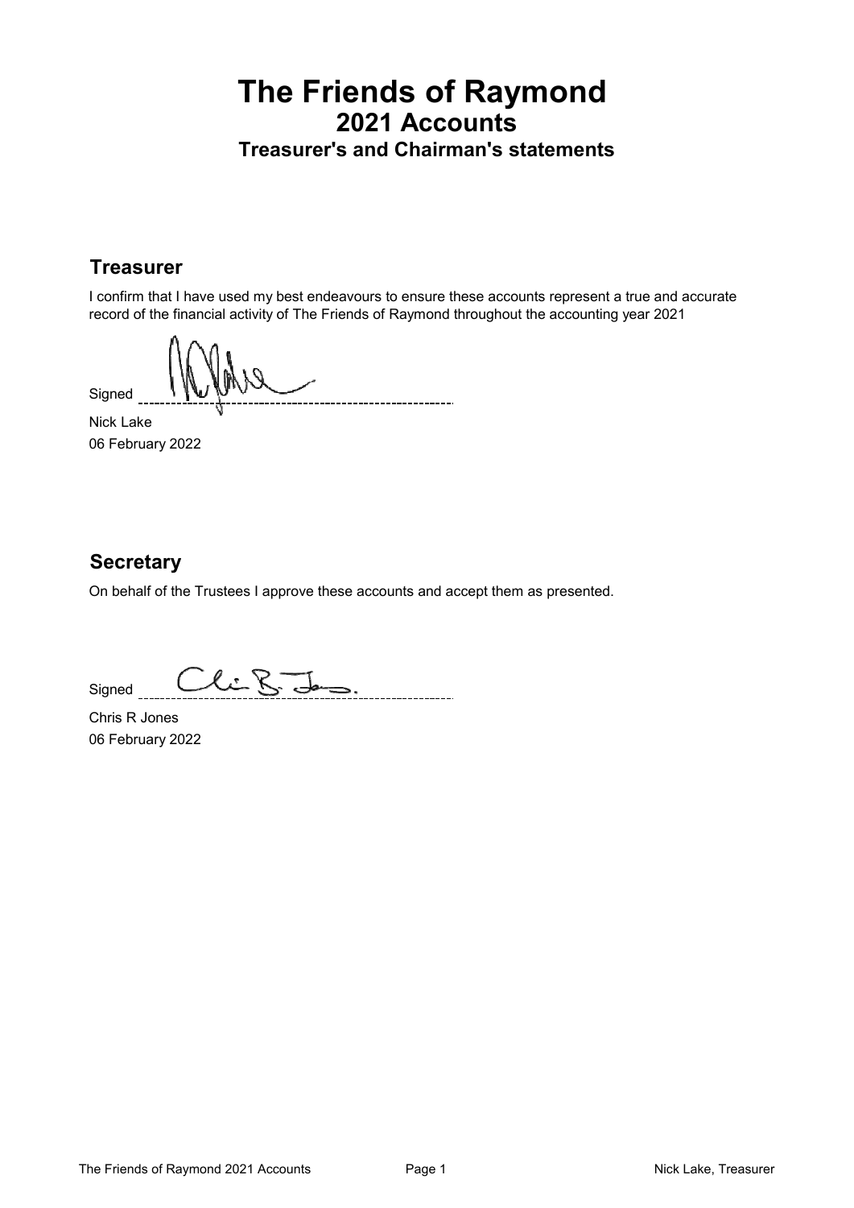# The Friends of Raymond

## 2021 Accounts

### Treasurer's and Chairman's statements

## Treasurer

I confirm that I have used my best endeavours to ensure these accounts represent a true and accurate record of the financial activity of The Friends of Raymond throughout the accounting year 2021

Signed

Nick Lake
06 February 2022

## Secretary

On behalf of the Trustees I approve these accounts and accept them as presented.

Signed

Chris R Jones
06 February 2022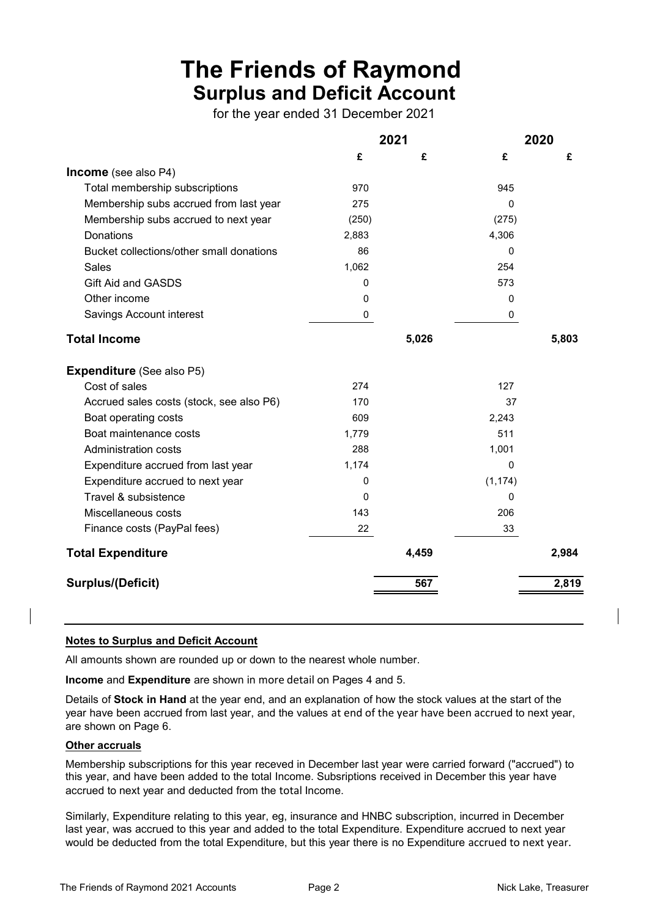# The Friends of Raymond

## Surplus and Deficit Account

for the year ended 31 December 2021

| | 2021 | | 2020 | |
|---|---|---|---|---|
| | £ | £ | £ | £ |
| **Income** (see also P4) | | | | |
| Total membership subscriptions | 970 | | 945 | |
| Membership subs accrued from last year | 275 | | 0 | |
| Membership subs accrued to next year | (250) | | (275) | |
| Donations | 2,883 | | 4,306 | |
| Bucket collections/other small donations | 86 | | 0 | |
| Sales | 1,062 | | 254 | |
| Gift Aid and GASDS | 0 | | 573 | |
| Other income | 0 | | 0 | |
| Savings Account interest | 0 | | 0 | |
| **Total Income** | | **5,026** | | **5,803** |
| **Expenditure** (See also P5) | | | | |
| Cost of sales | 274 | | 127 | |
| Accrued sales costs (stock, see also P6) | 170 | | 37 | |
| Boat operating costs | 609 | | 2,243 | |
| Boat maintenance costs | 1,779 | | 511 | |
| Administration costs | 288 | | 1,001 | |
| Expenditure accrued from last year | 1,174 | | 0 | |
| Expenditure accrued to next year | 0 | | (1,174) | |
| Travel & subsistence | 0 | | 0 | |
| Miscellaneous costs | 143 | | 206 | |
| Finance costs (PayPal fees) | 22 | | 33 | |
| **Total Expenditure** | | **4,459** | | **2,984** |
| **Surplus/(Deficit)** | | **567** | | **2,819** |

**Notes to Surplus and Deficit Account**

All amounts shown are rounded up or down to the nearest whole number.

**Income** and **Expenditure** are shown in more detail on Pages 4 and 5.

Details of **Stock in Hand** at the year end, and an explanation of how the stock values at the start of the year have been accrued from last year, and the values at end of the year have been accrued to next year, are shown on Page 6.

**Other accruals**

Membership subscriptions for this year receved in December last year were carried forward ("accrued") to this year, and have been added to the total Income. Subsriptions received in December this year have accrued to next year and deducted from the total Income.

Similarly, Expenditure relating to this year, eg, insurance and HNBC subscription, incurred in December last year, was accrued to this year and added to the total Expenditure. Expenditure accrued to next year would be deducted from the total Expenditure, but this year there is no Expenditure accrued to next year.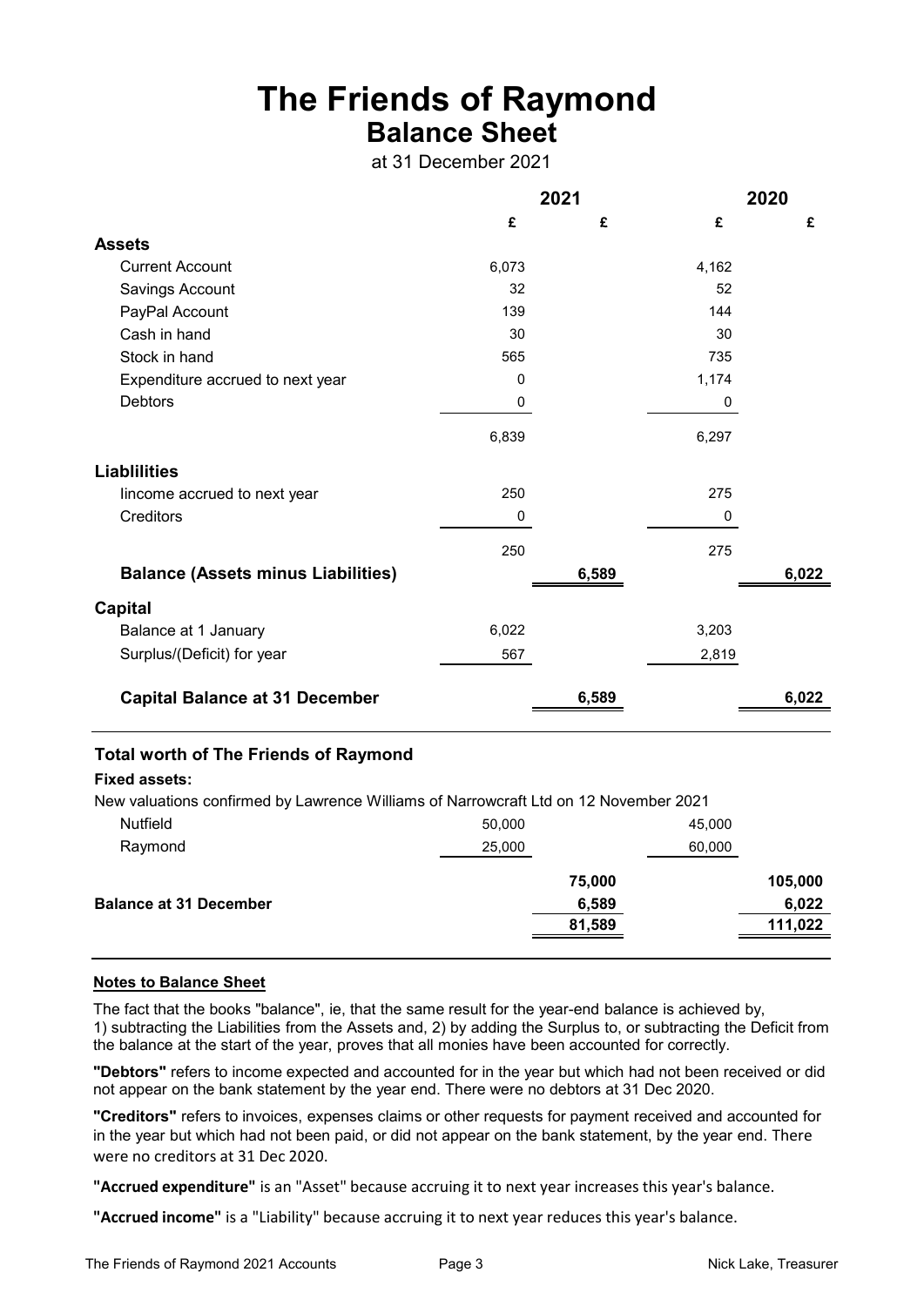# The Friends of Raymond

## Balance Sheet

at 31 December 2021

| | 2021 | | 2020 | |
|---|---|---|---|---|
| | £ | £ | £ | £ |
| **Assets** | | | | |
| Current Account | 6,073 | | 4,162 | |
| Savings Account | 32 | | 52 | |
| PayPal Account | 139 | | 144 | |
| Cash in hand | 30 | | 30 | |
| Stock in hand | 565 | | 735 | |
| Expenditure accrued to next year | 0 | | 1,174 | |
| Debtors | 0 | | 0 | |
| | 6,839 | | 6,297 | |
| **Liablilities** | | | | |
| Iincome accrued to next year | 250 | | 275 | |
| Creditors | 0 | | 0 | |
| | 250 | | 275 | |
| **Balance (Assets minus Liabilities)** | | **6,589** | | **6,022** |
| **Capital** | | | | |
| Balance at 1 January | 6,022 | | 3,203 | |
| Surplus/(Deficit) for year | 567 | | 2,819 | |
| **Capital Balance at 31 December** | | **6,589** | | **6,022** |

### Total worth of The Friends of Raymond

**Fixed assets:**

New valuations confirmed by Lawrence Williams of Narrowcraft Ltd on 12 November 2021

| | 2021 | | 2020 | |
|---|---|---|---|---|
| Nutfield | 50,000 | | 45,000 | |
| Raymond | 25,000 | | 60,000 | |
| | | **75,000** | | **105,000** |
| **Balance at 31 December** | | **6,589** | | **6,022** |
| | | **81,589** | | **111,022** |

### Notes to Balance Sheet

The fact that the books "balance", ie, that the same result for the year-end balance is achieved by,
1) subtracting the Liabilities from the Assets and, 2) by adding the Surplus to, or subtracting the Deficit from the balance at the start of the year, proves that all monies have been accounted for correctly.

**"Debtors"** refers to income expected and accounted for in the year but which had not been received or did not appear on the bank statement by the year end. There were no debtors at 31 Dec 2020.

**"Creditors"** refers to invoices, expenses claims or other requests for payment received and accounted for in the year but which had not been paid, or did not appear on the bank statement, by the year end. There were no creditors at 31 Dec 2020.

**"Accrued expenditure"** is an "Asset" because accruing it to next year increases this year's balance.

**"Accrued income"** is a "Liability" because accruing it to next year reduces this year's balance.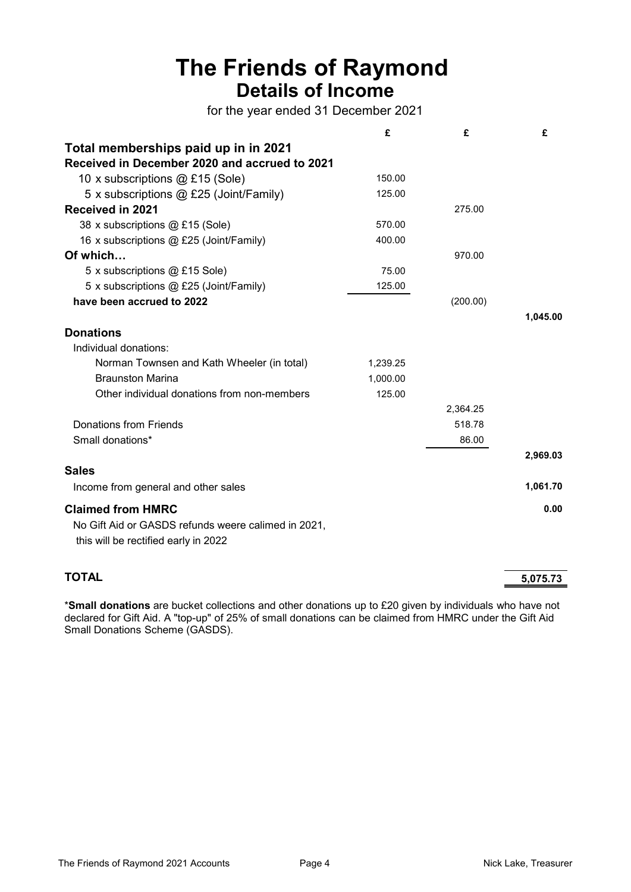# The Friends of Raymond

## Details of Income

for the year ended 31 December 2021

| | £ | £ | £ |
|---|---|---|---|
| **Total memberships paid up in in 2021** | | | |
| **Received in December 2020 and accrued to 2021** | | | |
| 10 x subscriptions @ £15 (Sole) | 150.00 | | |
| 5 x subscriptions @ £25 (Joint/Family) | 125.00 | | |
| **Received in 2021** | | 275.00 | |
| 38 x subscriptions @ £15 (Sole) | 570.00 | | |
| 16 x subscriptions @ £25 (Joint/Family) | 400.00 | | |
| **Of which…** | | 970.00 | |
| 5 x subscriptions @ £15 Sole) | 75.00 | | |
| 5 x subscriptions @ £25 (Joint/Family) | 125.00 | | |
| **have been accrued to 2022** | | (200.00) | |
| | | | **1,045.00** |
| **Donations** | | | |
| Individual donations: | | | |
| Norman Townsen and Kath Wheeler (in total) | 1,239.25 | | |
| Braunston Marina | 1,000.00 | | |
| Other individual donations from non-members | 125.00 | | |
| | | 2,364.25 | |
| Donations from Friends | | 518.78 | |
| Small donations* | | 86.00 | |
| | | | **2,969.03** |
| **Sales** | | | |
| Income from general and other sales | | | **1,061.70** |
| **Claimed from HMRC** | | | **0.00** |
| No Gift Aid or GASDS refunds weere calimed in 2021, this will be rectified early in 2022 | | | |
| **TOTAL** | | | **5,075.73** |

\***Small donations** are bucket collections and other donations up to £20 given by individuals who have not declared for Gift Aid. A "top-up" of 25% of small donations can be claimed from HMRC under the Gift Aid Small Donations Scheme (GASDS).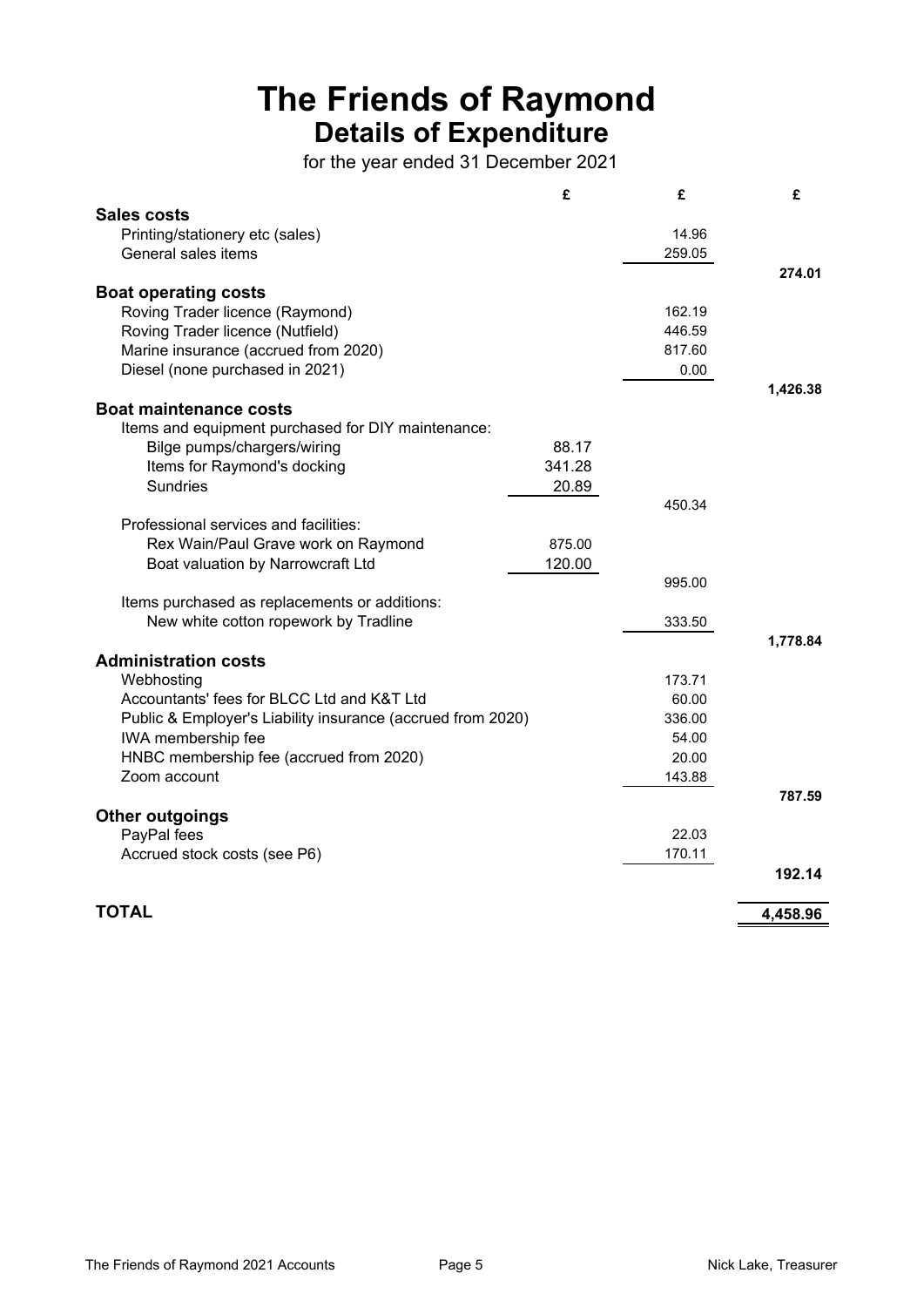# The Friends of Raymond

## Details of Expenditure

for the year ended 31 December 2021

| | £ | £ | £ |
|---|---|---|---|
| **Sales costs** | | | |
| Printing/stationery etc (sales) | | 14.96 | |
| General sales items | | 259.05 | |
| | | | **274.01** |
| **Boat operating costs** | | | |
| Roving Trader licence (Raymond) | | 162.19 | |
| Roving Trader licence (Nutfield) | | 446.59 | |
| Marine insurance (accrued from 2020) | | 817.60 | |
| Diesel (none purchased in 2021) | | 0.00 | |
| | | | **1,426.38** |
| **Boat maintenance costs** | | | |
| Items and equipment purchased for DIY maintenance: | | | |
| Bilge pumps/chargers/wiring | 88.17 | | |
| Items for Raymond's docking | 341.28 | | |
| Sundries | 20.89 | | |
| | | 450.34 | |
| Professional services and facilities: | | | |
| Rex Wain/Paul Grave work on Raymond | 875.00 | | |
| Boat valuation by Narrowcraft Ltd | 120.00 | | |
| | | 995.00 | |
| Items purchased as replacements or additions: | | | |
| New white cotton ropework by Tradline | | 333.50 | |
| | | | **1,778.84** |
| **Administration costs** | | | |
| Webhosting | | 173.71 | |
| Accountants' fees for BLCC Ltd and K&T Ltd | | 60.00 | |
| Public & Employer's Liability insurance (accrued from 2020) | | 336.00 | |
| IWA membership fee | | 54.00 | |
| HNBC membership fee (accrued from 2020) | | 20.00 | |
| Zoom account | | 143.88 | |
| | | | **787.59** |
| **Other outgoings** | | | |
| PayPal fees | | 22.03 | |
| Accrued stock costs (see P6) | | 170.11 | |
| | | | **192.14** |
| **TOTAL** | | | **4,458.96** |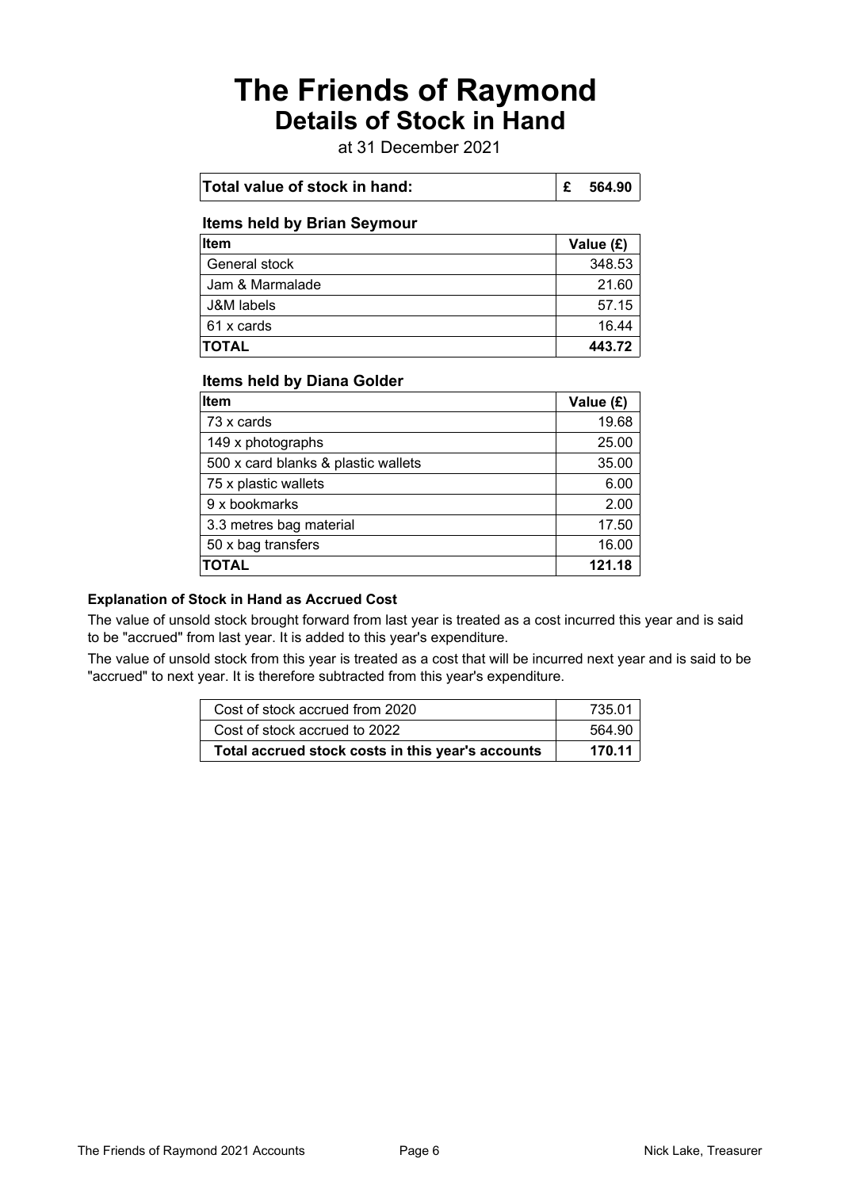# The Friends of Raymond

## Details of Stock in Hand

at 31 December 2021

| | |
|---|---|
| **Total value of stock in hand:** | **£ 564.90** |

### Items held by Brian Seymour

| Item | Value (£) |
|---|---|
| General stock | 348.53 |
| Jam & Marmalade | 21.60 |
| J&M labels | 57.15 |
| 61 x cards | 16.44 |
| **TOTAL** | **443.72** |

### Items held by Diana Golder

| Item | Value (£) |
|---|---|
| 73 x cards | 19.68 |
| 149 x photographs | 25.00 |
| 500 x card blanks & plastic wallets | 35.00 |
| 75 x plastic wallets | 6.00 |
| 9 x bookmarks | 2.00 |
| 3.3 metres bag material | 17.50 |
| 50 x bag transfers | 16.00 |
| **TOTAL** | **121.18** |

**Explanation of Stock in Hand as Accrued Cost**

The value of unsold stock brought forward from last year is treated as a cost incurred this year and is said to be "accrued" from last year. It is added to this year's expenditure.

The value of unsold stock from this year is treated as a cost that will be incurred next year and is said to be "accrued" to next year. It is therefore subtracted from this year's expenditure.

| | |
|---|---|
| Cost of stock accrued from 2020 | 735.01 |
| Cost of stock accrued to 2022 | 564.90 |
| **Total accrued stock costs in this year's accounts** | **170.11** |